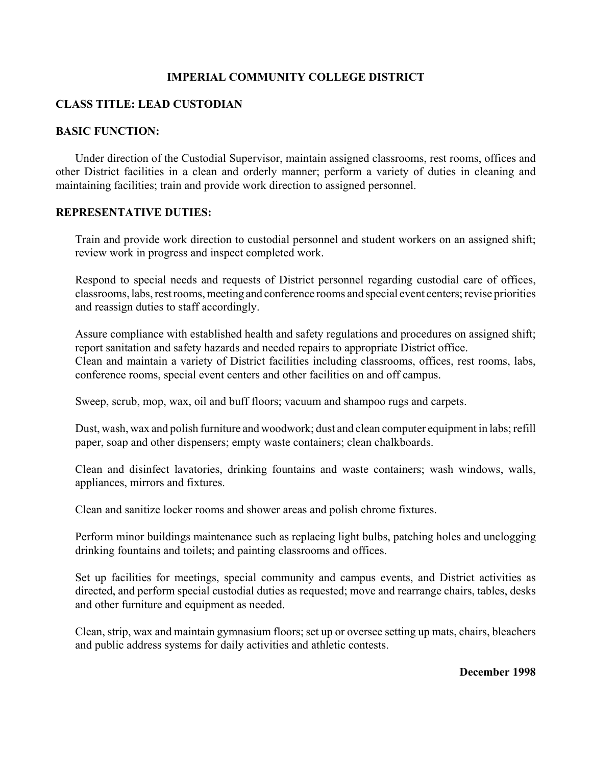# IMPERIAL COMMUNITY COLLEGE DISTRICT

## CLASS TITLE: LEAD CUSTODIAN

## BASIC FUNCTION:

Under direction of the Custodial Supervisor, maintain assigned classrooms, rest rooms, offices and other District facilities in a clean and orderly manner; perform a variety of duties in cleaning and maintaining facilities; train and provide work direction to assigned personnel.

## REPRESENTATIVE DUTIES:

Train and provide work direction to custodial personnel and student workers on an assigned shift; review work in progress and inspect completed work.

Respond to special needs and requests of District personnel regarding custodial care of offices, classrooms, labs, rest rooms, meeting and conference rooms and special event centers; revise priorities and reassign duties to staff accordingly.

Assure compliance with established health and safety regulations and procedures on assigned shift; report sanitation and safety hazards and needed repairs to appropriate District office.
Clean and maintain a variety of District facilities including classrooms, offices, rest rooms, labs, conference rooms, special event centers and other facilities on and off campus.

Sweep, scrub, mop, wax, oil and buff floors; vacuum and shampoo rugs and carpets.

Dust, wash, wax and polish furniture and woodwork; dust and clean computer equipment in labs; refill paper, soap and other dispensers; empty waste containers; clean chalkboards.

Clean and disinfect lavatories, drinking fountains and waste containers; wash windows, walls, appliances, mirrors and fixtures.

Clean and sanitize locker rooms and shower areas and polish chrome fixtures.

Perform minor buildings maintenance such as replacing light bulbs, patching holes and unclogging drinking fountains and toilets; and painting classrooms and offices.

Set up facilities for meetings, special community and campus events, and District activities as directed, and perform special custodial duties as requested; move and rearrange chairs, tables, desks and other furniture and equipment as needed.

Clean, strip, wax and maintain gymnasium floors; set up or oversee setting up mats, chairs, bleachers and public address systems for daily activities and athletic contests.

**December 1998**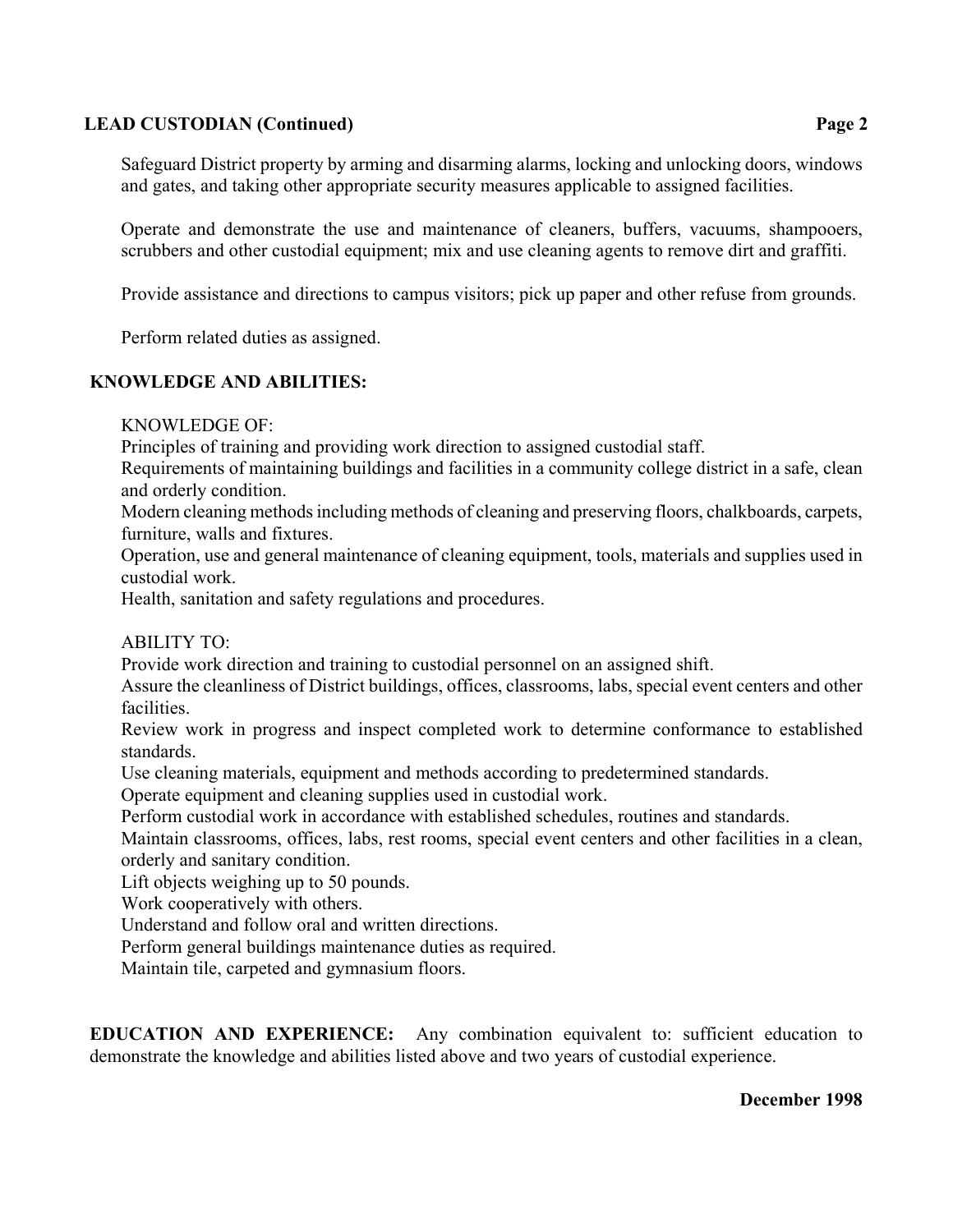Safeguard District property by arming and disarming alarms, locking and unlocking doors, windows and gates, and taking other appropriate security measures applicable to assigned facilities.

Operate and demonstrate the use and maintenance of cleaners, buffers, vacuums, shampooers, scrubbers and other custodial equipment; mix and use cleaning agents to remove dirt and graffiti.

Provide assistance and directions to campus visitors; pick up paper and other refuse from grounds.

Perform related duties as assigned.

## KNOWLEDGE AND ABILITIES:

KNOWLEDGE OF:

Principles of training and providing work direction to assigned custodial staff.
Requirements of maintaining buildings and facilities in a community college district in a safe, clean and orderly condition.
Modern cleaning methods including methods of cleaning and preserving floors, chalkboards, carpets, furniture, walls and fixtures.
Operation, use and general maintenance of cleaning equipment, tools, materials and supplies used in custodial work.
Health, sanitation and safety regulations and procedures.

ABILITY TO:

Provide work direction and training to custodial personnel on an assigned shift.
Assure the cleanliness of District buildings, offices, classrooms, labs, special event centers and other facilities.
Review work in progress and inspect completed work to determine conformance to established standards.
Use cleaning materials, equipment and methods according to predetermined standards.
Operate equipment and cleaning supplies used in custodial work.
Perform custodial work in accordance with established schedules, routines and standards.
Maintain classrooms, offices, labs, rest rooms, special event centers and other facilities in a clean, orderly and sanitary condition.
Lift objects weighing up to 50 pounds.
Work cooperatively with others.
Understand and follow oral and written directions.
Perform general buildings maintenance duties as required.
Maintain tile, carpeted and gymnasium floors.

**EDUCATION AND EXPERIENCE:** Any combination equivalent to: sufficient education to demonstrate the knowledge and abilities listed above and two years of custodial experience.

**December 1998**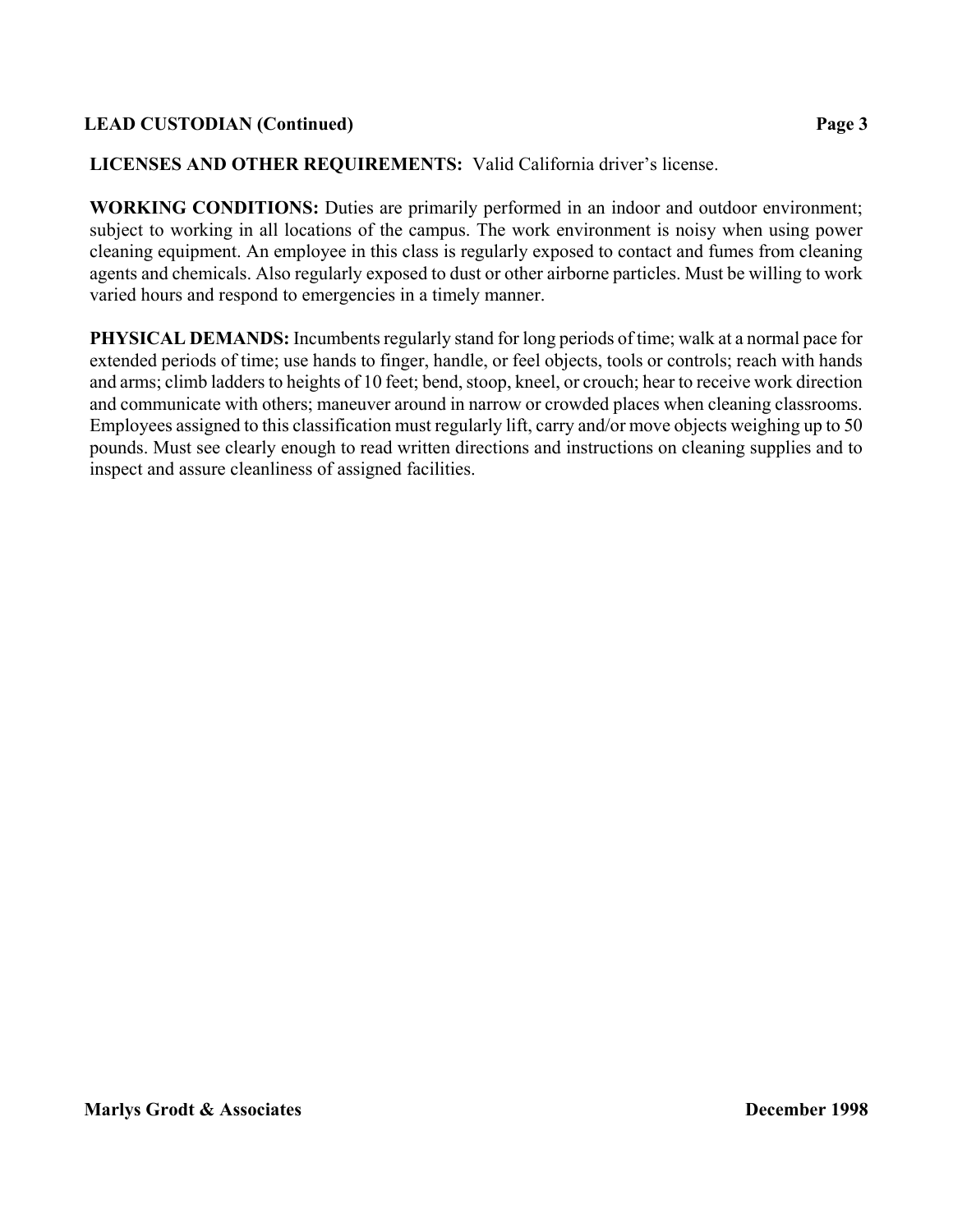**LICENSES AND OTHER REQUIREMENTS:** Valid California driver's license.

**WORKING CONDITIONS:** Duties are primarily performed in an indoor and outdoor environment; subject to working in all locations of the campus. The work environment is noisy when using power cleaning equipment. An employee in this class is regularly exposed to contact and fumes from cleaning agents and chemicals. Also regularly exposed to dust or other airborne particles. Must be willing to work varied hours and respond to emergencies in a timely manner.

**PHYSICAL DEMANDS:** Incumbents regularly stand for long periods of time; walk at a normal pace for extended periods of time; use hands to finger, handle, or feel objects, tools or controls; reach with hands and arms; climb ladders to heights of 10 feet; bend, stoop, kneel, or crouch; hear to receive work direction and communicate with others; maneuver around in narrow or crowded places when cleaning classrooms. Employees assigned to this classification must regularly lift, carry and/or move objects weighing up to 50 pounds. Must see clearly enough to read written directions and instructions on cleaning supplies and to inspect and assure cleanliness of assigned facilities.